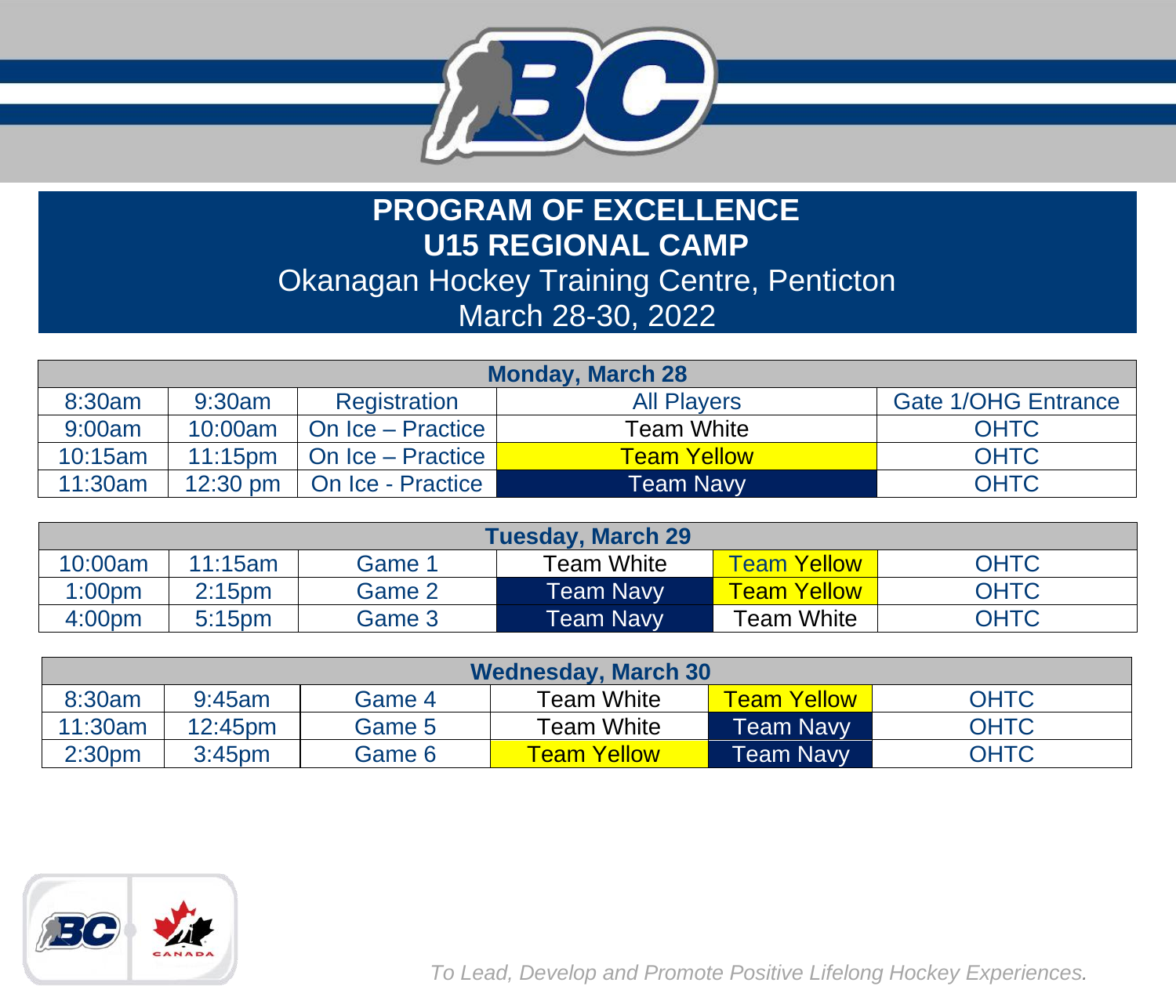# PROGRAM OF EXCELLENCE
# U15 REGIONAL CAMP

Okanagan Hockey Training Centre, Penticton

March 28-30, 2022

| Monday, March 28 | | | | |
|---|---|---|---|---|
| 8:30am | 9:30am | Registration | All Players | Gate 1/OHG Entrance |
| 9:00am | 10:00am | On Ice – Practice | Team White | OHTC |
| 10:15am | 11:15pm | On Ice – Practice | Team Yellow | OHTC |
| 11:30am | 12:30 pm | On Ice - Practice | Team Navy | OHTC |

| Tuesday, March 29 | | | | | |
|---|---|---|---|---|---|
| 10:00am | 11:15am | Game 1 | Team White | Team Yellow | OHTC |
| 1:00pm | 2:15pm | Game 2 | Team Navy | Team Yellow | OHTC |
| 4:00pm | 5:15pm | Game 3 | Team Navy | Team White | OHTC |

| Wednesday, March 30 | | | | | |
|---|---|---|---|---|---|
| 8:30am | 9:45am | Game 4 | Team White | Team Yellow | OHTC |
| 11:30am | 12:45pm | Game 5 | Team White | Team Navy | OHTC |
| 2:30pm | 3:45pm | Game 6 | Team Yellow | Team Navy | OHTC |

*To Lead, Develop and Promote Positive Lifelong Hockey Experiences.*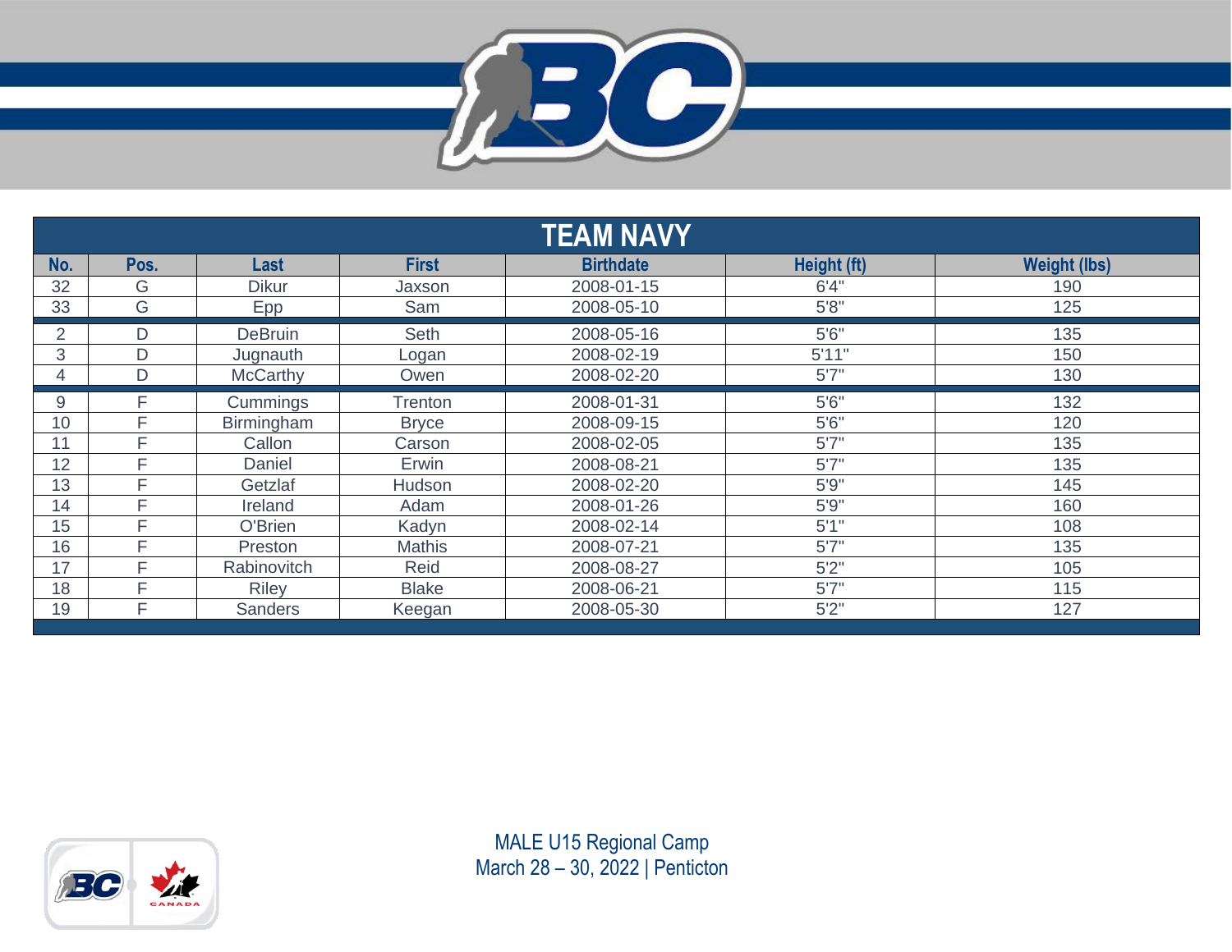## TEAM NAVY

| No. | Pos. | Last | First | Birthdate | Height (ft) | Weight (lbs) |
|---|---|---|---|---|---|---|
| 32 | G | Dikur | Jaxson | 2008-01-15 | 6'4" | 190 |
| 33 | G | Epp | Sam | 2008-05-10 | 5'8" | 125 |
| 2 | D | DeBruin | Seth | 2008-05-16 | 5'6" | 135 |
| 3 | D | Jugnauth | Logan | 2008-02-19 | 5'11" | 150 |
| 4 | D | McCarthy | Owen | 2008-02-20 | 5'7" | 130 |
| 9 | F | Cummings | Trenton | 2008-01-31 | 5'6" | 132 |
| 10 | F | Birmingham | Bryce | 2008-09-15 | 5'6" | 120 |
| 11 | F | Callon | Carson | 2008-02-05 | 5'7" | 135 |
| 12 | F | Daniel | Erwin | 2008-08-21 | 5'7" | 135 |
| 13 | F | Getzlaf | Hudson | 2008-02-20 | 5'9" | 145 |
| 14 | F | Ireland | Adam | 2008-01-26 | 5'9" | 160 |
| 15 | F | O'Brien | Kadyn | 2008-02-14 | 5'1" | 108 |
| 16 | F | Preston | Mathis | 2008-07-21 | 5'7" | 135 |
| 17 | F | Rabinovitch | Reid | 2008-08-27 | 5'2" | 105 |
| 18 | F | Riley | Blake | 2008-06-21 | 5'7" | 115 |
| 19 | F | Sanders | Keegan | 2008-05-30 | 5'2" | 127 |

MALE U15 Regional Camp
March 28 – 30, 2022 | Penticton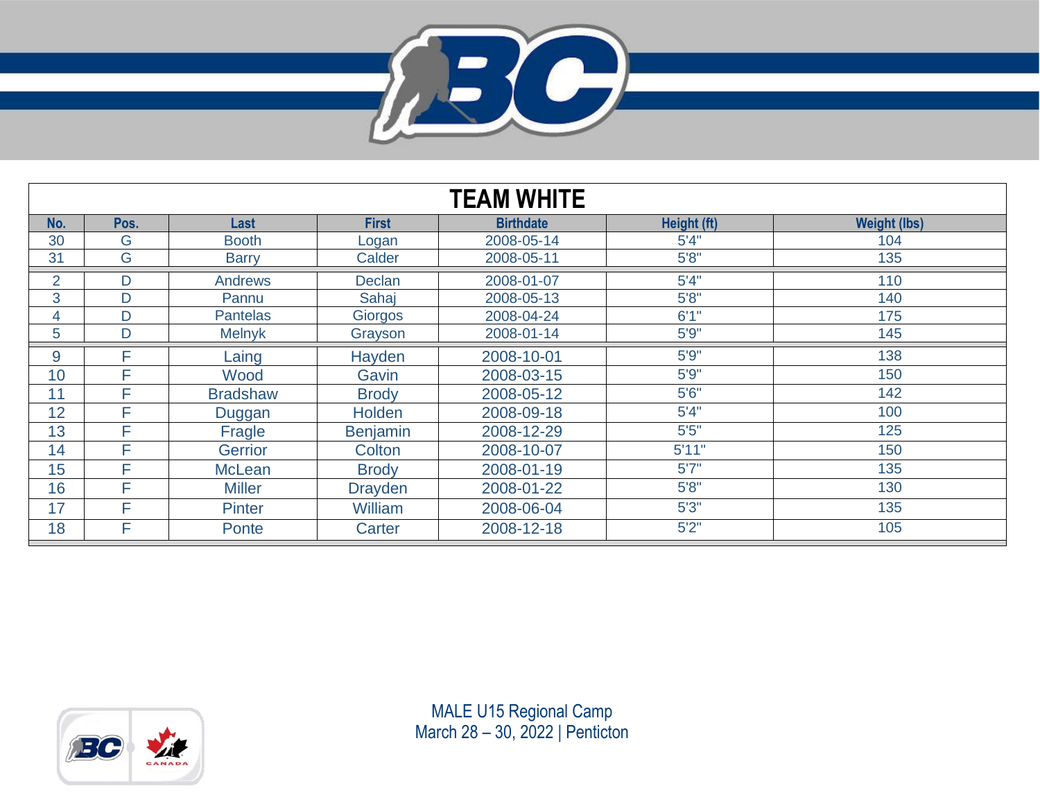## TEAM WHITE

| No. | Pos. | Last | First | Birthdate | Height (ft) | Weight (lbs) |
|---|---|---|---|---|---|---|
| 30 | G | Booth | Logan | 2008-05-14 | 5'4" | 104 |
| 31 | G | Barry | Calder | 2008-05-11 | 5'8" | 135 |
| 2 | D | Andrews | Declan | 2008-01-07 | 5'4" | 110 |
| 3 | D | Pannu | Sahaj | 2008-05-13 | 5'8" | 140 |
| 4 | D | Pantelas | Giorgos | 2008-04-24 | 6'1" | 175 |
| 5 | D | Melnyk | Grayson | 2008-01-14 | 5'9" | 145 |
| 9 | F | Laing | Hayden | 2008-10-01 | 5'9" | 138 |
| 10 | F | Wood | Gavin | 2008-03-15 | 5'9" | 150 |
| 11 | F | Bradshaw | Brody | 2008-05-12 | 5'6" | 142 |
| 12 | F | Duggan | Holden | 2008-09-18 | 5'4" | 100 |
| 13 | F | Fragle | Benjamin | 2008-12-29 | 5'5" | 125 |
| 14 | F | Gerrior | Colton | 2008-10-07 | 5'11" | 150 |
| 15 | F | McLean | Brody | 2008-01-19 | 5'7" | 135 |
| 16 | F | Miller | Drayden | 2008-01-22 | 5'8" | 130 |
| 17 | F | Pinter | William | 2008-06-04 | 5'3" | 135 |
| 18 | F | Ponte | Carter | 2008-12-18 | 5'2" | 105 |

MALE U15 Regional Camp
March 28 – 30, 2022 | Penticton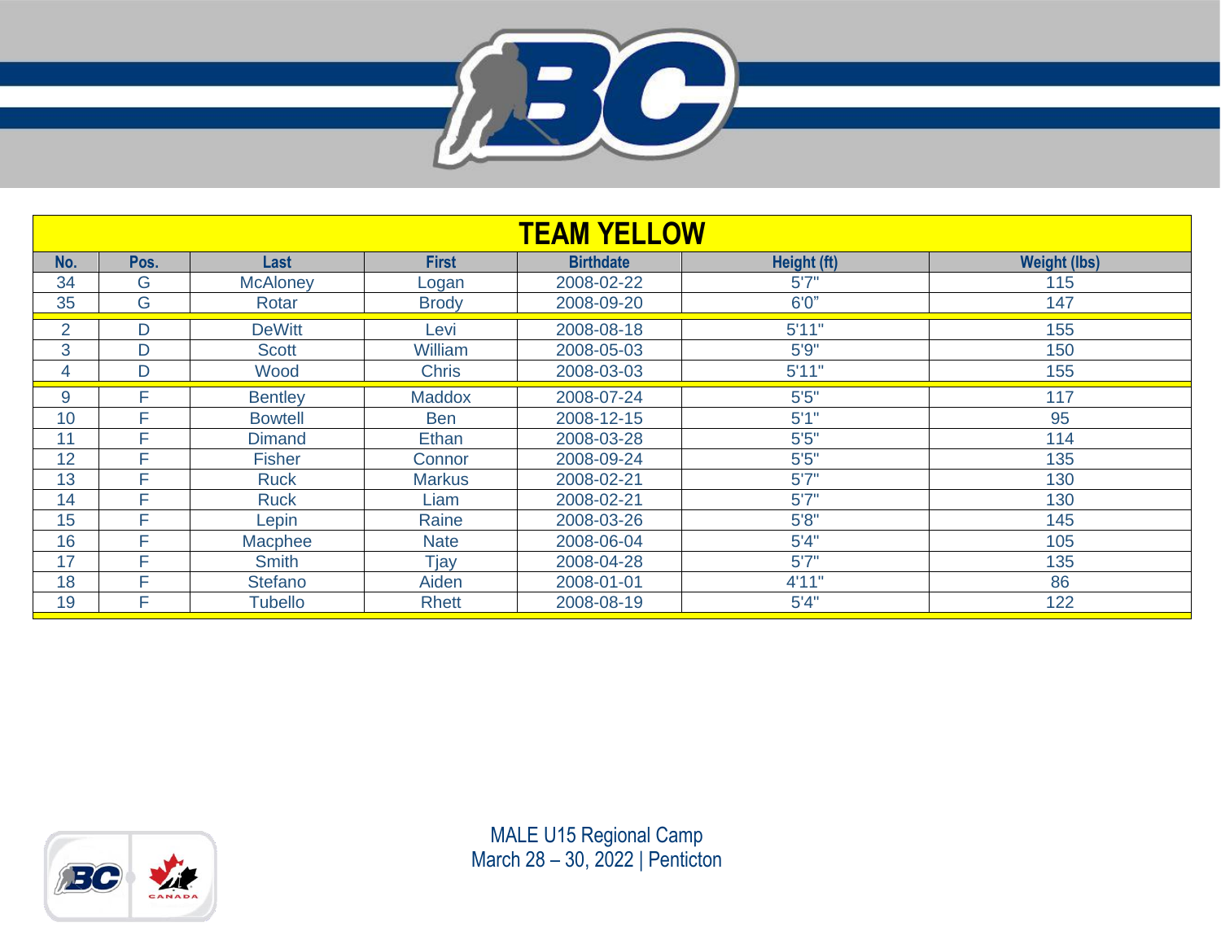## TEAM YELLOW

| No. | Pos. | Last | First | Birthdate | Height (ft) | Weight (lbs) |
|---|---|---|---|---|---|---|
| 34 | G | McAloney | Logan | 2008-02-22 | 5'7" | 115 |
| 35 | G | Rotar | Brody | 2008-09-20 | 6'0” | 147 |
| 2 | D | DeWitt | Levi | 2008-08-18 | 5'11" | 155 |
| 3 | D | Scott | William | 2008-05-03 | 5'9" | 150 |
| 4 | D | Wood | Chris | 2008-03-03 | 5'11" | 155 |
| 9 | F | Bentley | Maddox | 2008-07-24 | 5'5" | 117 |
| 10 | F | Bowtell | Ben | 2008-12-15 | 5'1" | 95 |
| 11 | F | Dimand | Ethan | 2008-03-28 | 5'5" | 114 |
| 12 | F | Fisher | Connor | 2008-09-24 | 5'5" | 135 |
| 13 | F | Ruck | Markus | 2008-02-21 | 5'7" | 130 |
| 14 | F | Ruck | Liam | 2008-02-21 | 5'7" | 130 |
| 15 | F | Lepin | Raine | 2008-03-26 | 5'8" | 145 |
| 16 | F | Macphee | Nate | 2008-06-04 | 5'4" | 105 |
| 17 | F | Smith | Tjay | 2008-04-28 | 5'7" | 135 |
| 18 | F | Stefano | Aiden | 2008-01-01 | 4'11" | 86 |
| 19 | F | Tubello | Rhett | 2008-08-19 | 5'4" | 122 |

MALE U15 Regional Camp
March 28 – 30, 2022 | Penticton